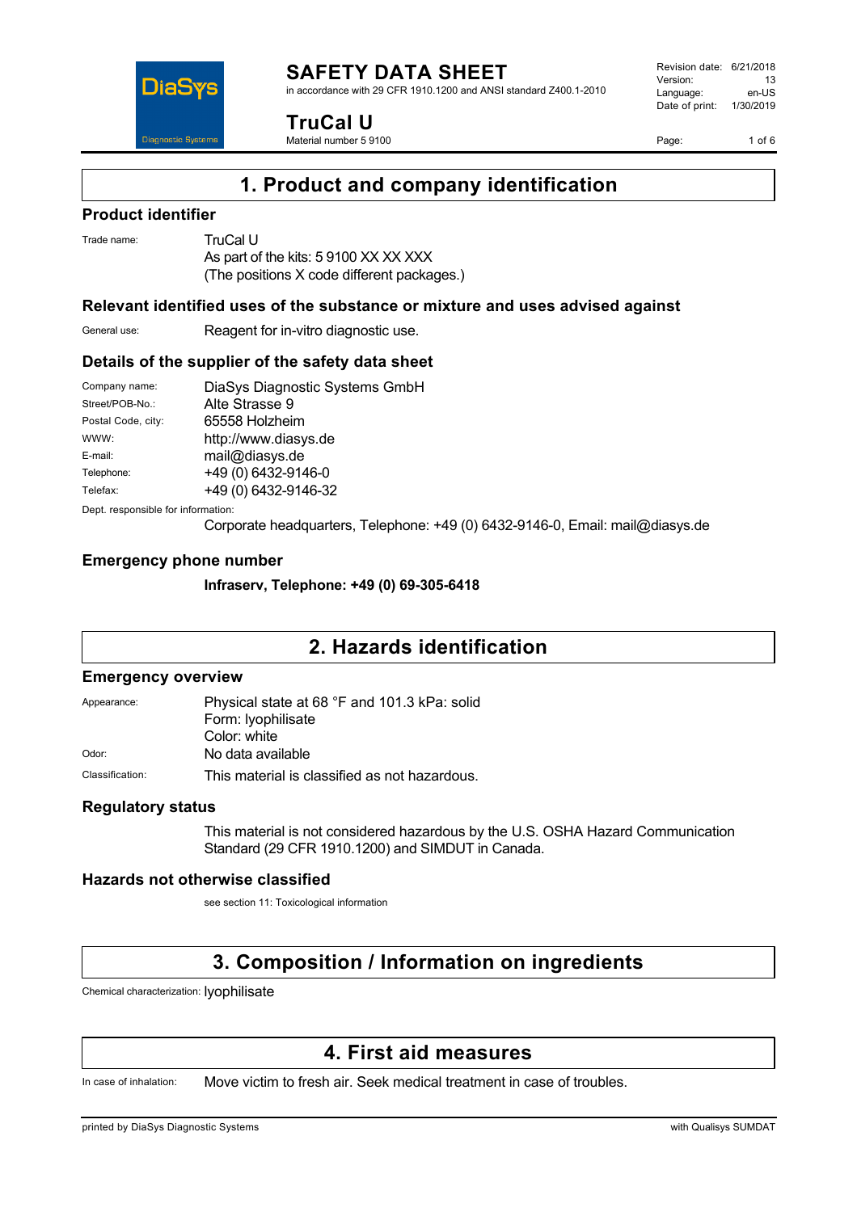# SAFETY DATA SHEET

in accordance with 29 CFR 1910.1200 and ANSI standard Z400.1-2010

**TruCal U**

Material number 5 9100

| | |
|---|---|
| Revision date: | 6/21/2018 |
| Version: | 13 |
| Language: | en-US |
| Date of print: | 1/30/2019 |

## 1. Product and company identification

### Product identifier

Trade name: TruCal U
As part of the kits: 5 9100 XX XX XXX
(The positions X code different packages.)

### Relevant identified uses of the substance or mixture and uses advised against

General use: Reagent for in-vitro diagnostic use.

### Details of the supplier of the safety data sheet

| | |
|---|---|
| Company name: | DiaSys Diagnostic Systems GmbH |
| Street/POB-No.: | Alte Strasse 9 |
| Postal Code, city: | 65558 Holzheim |
| WWW: | http://www.diasys.de |
| E-mail: | mail@diasys.de |
| Telephone: | +49 (0) 6432-9146-0 |
| Telefax: | +49 (0) 6432-9146-32 |

Dept. responsible for information:
Corporate headquarters, Telephone: +49 (0) 6432-9146-0, Email: mail@diasys.de

### Emergency phone number

**Infraserv, Telephone: +49 (0) 69-305-6418**

## 2. Hazards identification

### Emergency overview

Appearance: Physical state at 68 °F and 101.3 kPa: solid
Form: lyophilisate
Color: white

Odor: No data available

Classification: This material is classified as not hazardous.

### Regulatory status

This material is not considered hazardous by the U.S. OSHA Hazard Communication Standard (29 CFR 1910.1200) and SIMDUT in Canada.

### Hazards not otherwise classified

see section 11: Toxicological information

## 3. Composition / Information on ingredients

Chemical characterization: lyophilisate

## 4. First aid measures

In case of inhalation: Move victim to fresh air. Seek medical treatment in case of troubles.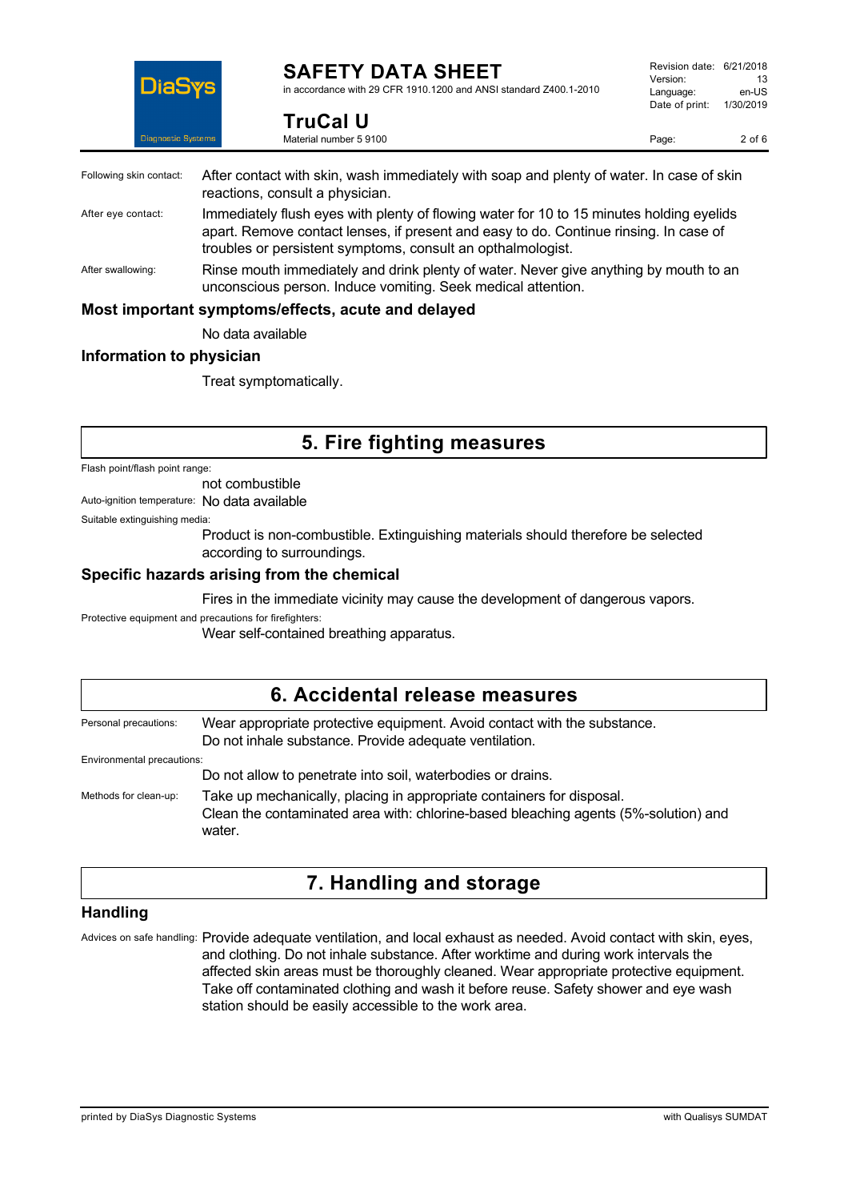Following skin contact: After contact with skin, wash immediately with soap and plenty of water. In case of skin reactions, consult a physician.

After eye contact: Immediately flush eyes with plenty of flowing water for 10 to 15 minutes holding eyelids apart. Remove contact lenses, if present and easy to do. Continue rinsing. In case of troubles or persistent symptoms, consult an opthalmologist.

After swallowing: Rinse mouth immediately and drink plenty of water. Never give anything by mouth to an unconscious person. Induce vomiting. Seek medical attention.

### Most important symptoms/effects, acute and delayed

No data available

### Information to physician

Treat symptomatically.

## 5. Fire fighting measures

Flash point/flash point range:

not combustible

Auto-ignition temperature: No data available

Suitable extinguishing media:

Product is non-combustible. Extinguishing materials should therefore be selected according to surroundings.

### Specific hazards arising from the chemical

Fires in the immediate vicinity may cause the development of dangerous vapors.

Protective equipment and precautions for firefighters:

Wear self-contained breathing apparatus.

## 6. Accidental release measures

Personal precautions: Wear appropriate protective equipment. Avoid contact with the substance. Do not inhale substance. Provide adequate ventilation.

Environmental precautions:

Do not allow to penetrate into soil, waterbodies or drains.

Methods for clean-up: Take up mechanically, placing in appropriate containers for disposal. Clean the contaminated area with: chlorine-based bleaching agents (5%-solution) and water.

## 7. Handling and storage

### Handling

Advices on safe handling: Provide adequate ventilation, and local exhaust as needed. Avoid contact with skin, eyes, and clothing. Do not inhale substance. After worktime and during work intervals the affected skin areas must be thoroughly cleaned. Wear appropriate protective equipment. Take off contaminated clothing and wash it before reuse. Safety shower and eye wash station should be easily accessible to the work area.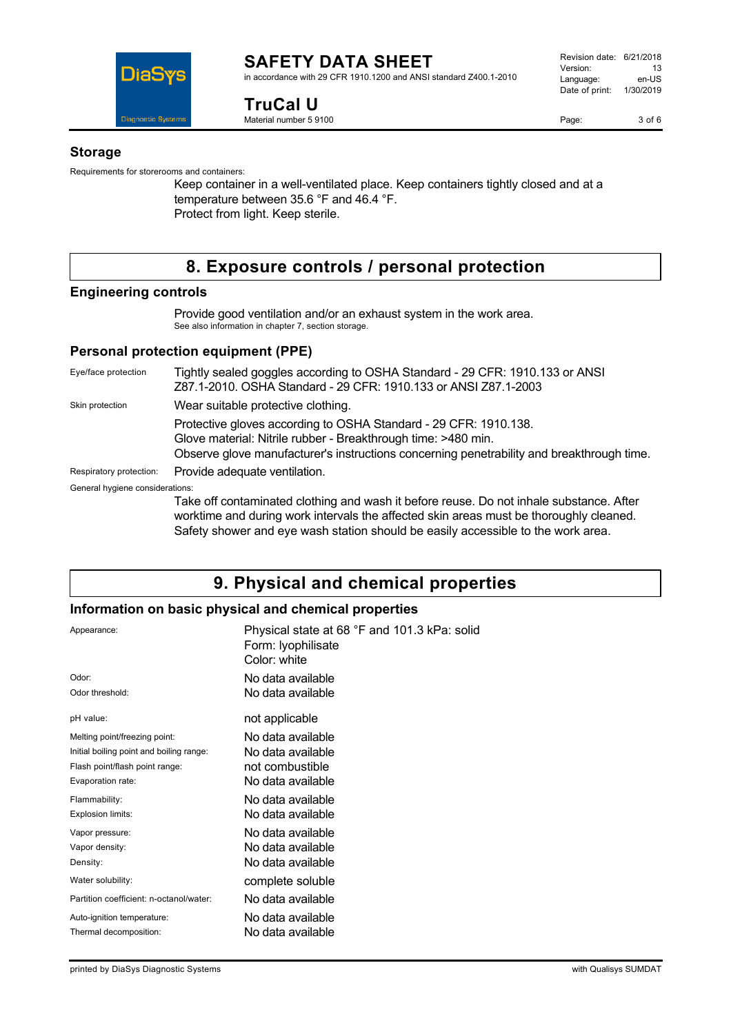### Storage

Requirements for storerooms and containers:

Keep container in a well-ventilated place. Keep containers tightly closed and at a temperature between 35.6 °F and 46.4 °F.
Protect from light. Keep sterile.

## 8. Exposure controls / personal protection

### Engineering controls

Provide good ventilation and/or an exhaust system in the work area.
See also information in chapter 7, section storage.

### Personal protection equipment (PPE)

| | |
|---|---|
| Eye/face protection | Tightly sealed goggles according to OSHA Standard - 29 CFR: 1910.133 or ANSI Z87.1-2010. OSHA Standard - 29 CFR: 1910.133 or ANSI Z87.1-2003 |
| Skin protection | Wear suitable protective clothing. |
| | Protective gloves according to OSHA Standard - 29 CFR: 1910.138. Glove material: Nitrile rubber - Breakthrough time: >480 min. Observe glove manufacturer's instructions concerning penetrability and breakthrough time. |
| Respiratory protection: | Provide adequate ventilation. |

General hygiene considerations:

Take off contaminated clothing and wash it before reuse. Do not inhale substance. After worktime and during work intervals the affected skin areas must be thoroughly cleaned. Safety shower and eye wash station should be easily accessible to the work area.

## 9. Physical and chemical properties

### Information on basic physical and chemical properties

| | |
|---|---|
| Appearance: | Physical state at 68 °F and 101.3 kPa: solid<br>Form: lyophilisate<br>Color: white |
| Odor: | No data available |
| Odor threshold: | No data available |
| pH value: | not applicable |
| Melting point/freezing point: | No data available |
| Initial boiling point and boiling range: | No data available |
| Flash point/flash point range: | not combustible |
| Evaporation rate: | No data available |
| Flammability: | No data available |
| Explosion limits: | No data available |
| Vapor pressure: | No data available |
| Vapor density: | No data available |
| Density: | No data available |
| Water solubility: | complete soluble |
| Partition coefficient: n-octanol/water: | No data available |
| Auto-ignition temperature: | No data available |
| Thermal decomposition: | No data available |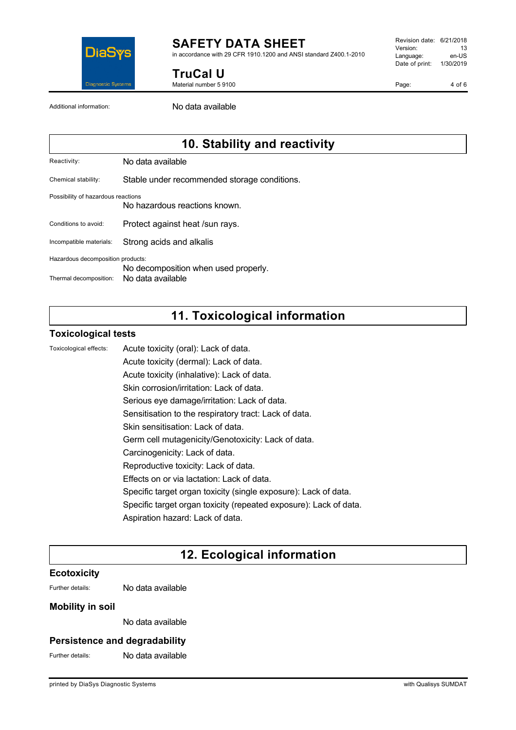Additional information: No data available

## 10. Stability and reactivity

Reactivity: No data available

Chemical stability: Stable under recommended storage conditions.

Possibility of hazardous reactions: No hazardous reactions known.

Conditions to avoid: Protect against heat /sun rays.

Incompatible materials: Strong acids and alkalis

Hazardous decomposition products: No decomposition when used properly.

Thermal decomposition: No data available

## 11. Toxicological information

### Toxicological tests

Toxicological effects:

Acute toxicity (oral): Lack of data.

Acute toxicity (dermal): Lack of data.

Acute toxicity (inhalative): Lack of data.

Skin corrosion/irritation: Lack of data.

Serious eye damage/irritation: Lack of data.

Sensitisation to the respiratory tract: Lack of data.

Skin sensitisation: Lack of data.

Germ cell mutagenicity/Genotoxicity: Lack of data.

Carcinogenicity: Lack of data.

Reproductive toxicity: Lack of data.

Effects on or via lactation: Lack of data.

Specific target organ toxicity (single exposure): Lack of data.

Specific target organ toxicity (repeated exposure): Lack of data.

Aspiration hazard: Lack of data.

## 12. Ecological information

### Ecotoxicity

Further details: No data available

### Mobility in soil

No data available

### Persistence and degradability

Further details: No data available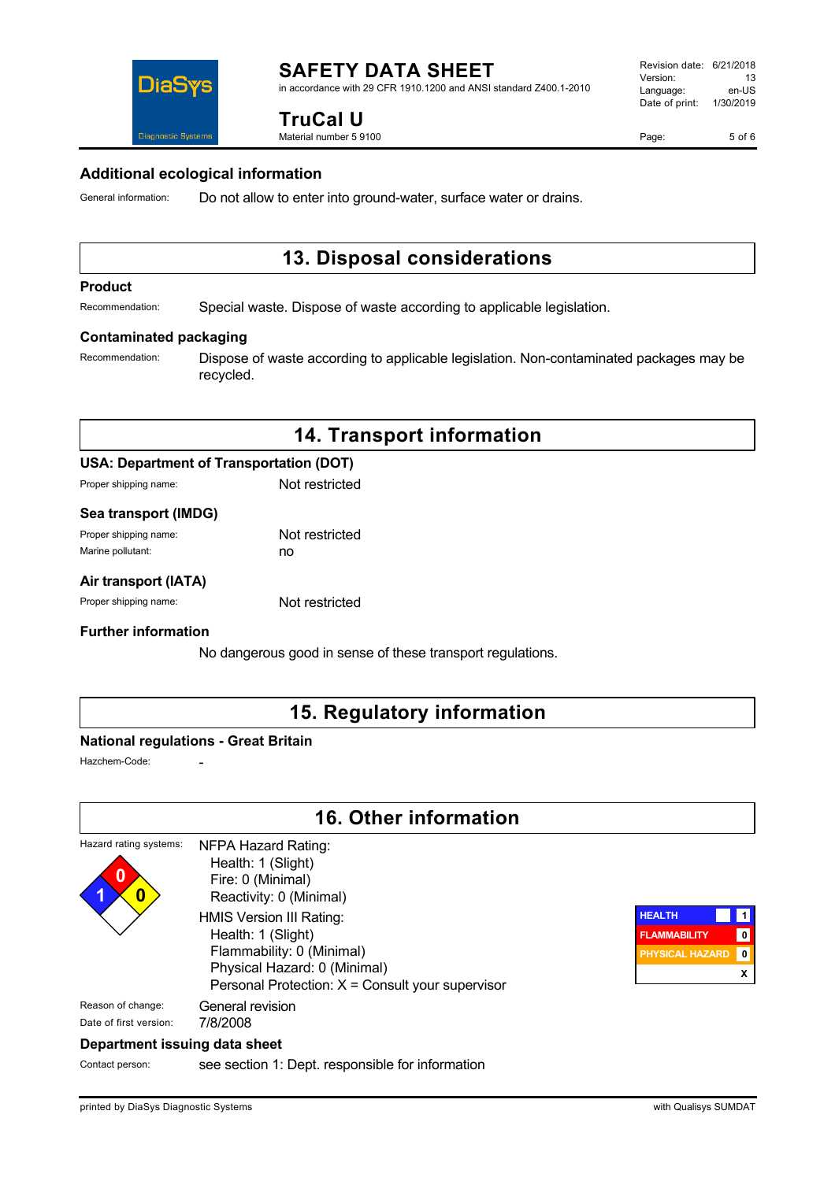## Additional ecological information

General information: Do not allow to enter into ground-water, surface water or drains.

# 13. Disposal considerations

### Product

Recommendation: Special waste. Dispose of waste according to applicable legislation.

### Contaminated packaging

Recommendation: Dispose of waste according to applicable legislation. Non-contaminated packages may be recycled.

# 14. Transport information

### USA: Department of Transportation (DOT)

Proper shipping name: Not restricted

### Sea transport (IMDG)

Proper shipping name: Not restricted

Marine pollutant: no

### Air transport (IATA)

Proper shipping name: Not restricted

### Further information

No dangerous good in sense of these transport regulations.

# 15. Regulatory information

### National regulations - Great Britain

Hazchem-Code: -

# 16. Other information

Hazard rating systems:

NFPA Hazard Rating:
- Health: 1 (Slight)
- Fire: 0 (Minimal)
- Reactivity: 0 (Minimal)

HMIS Version III Rating:
- Health: 1 (Slight)
- Flammability: 0 (Minimal)
- Physical Hazard: 0 (Minimal)
- Personal Protection: X = Consult your supervisor

| HEALTH | 1 |
|---|---|
| FLAMMABILITY | 0 |
| PHYSICAL HAZARD | 0 |
| | X |

Reason of change: General revision

Date of first version: 7/8/2008

### Department issuing data sheet

Contact person: see section 1: Dept. responsible for information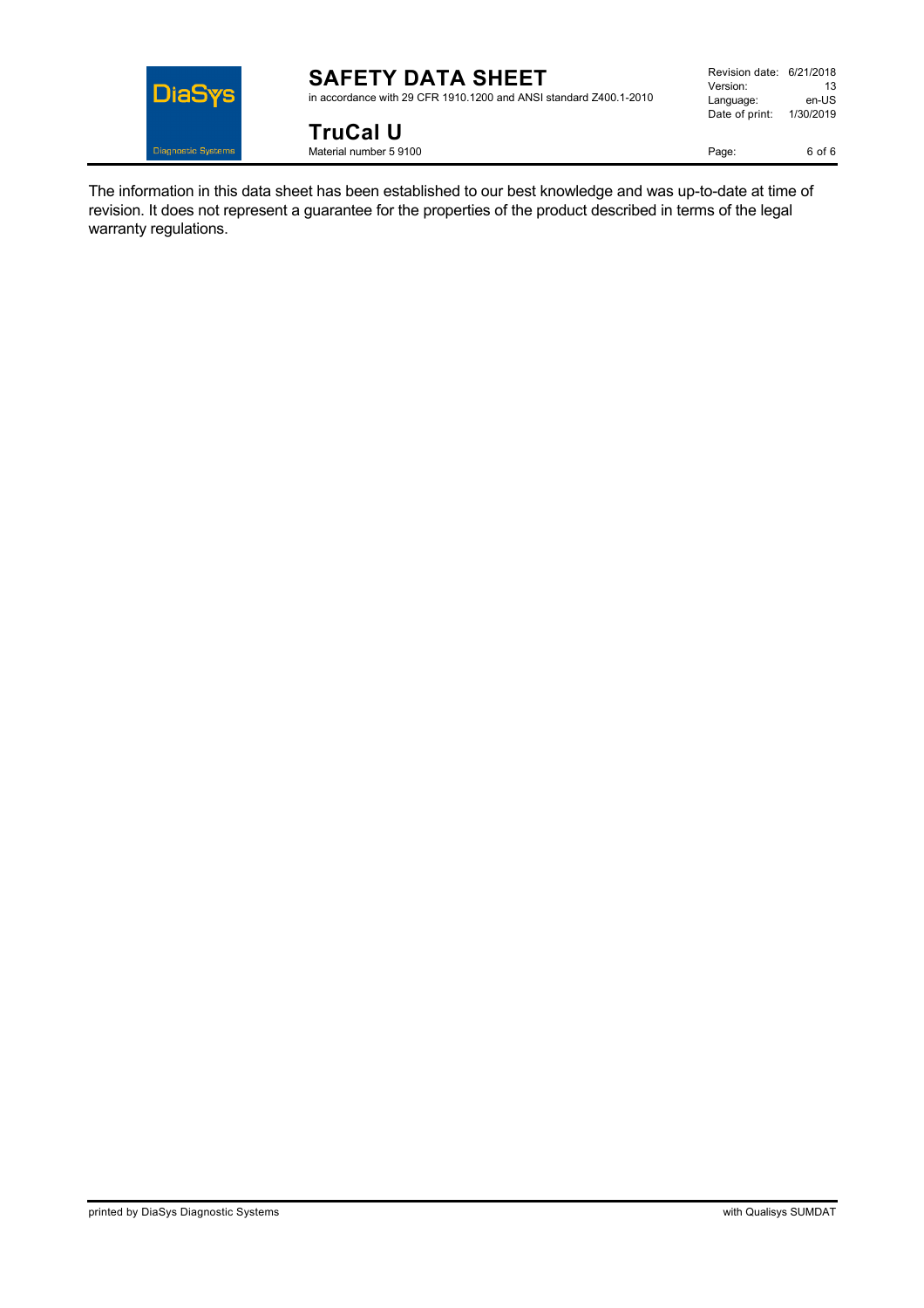The information in this data sheet has been established to our best knowledge and was up-to-date at time of revision. It does not represent a guarantee for the properties of the product described in terms of the legal warranty regulations.